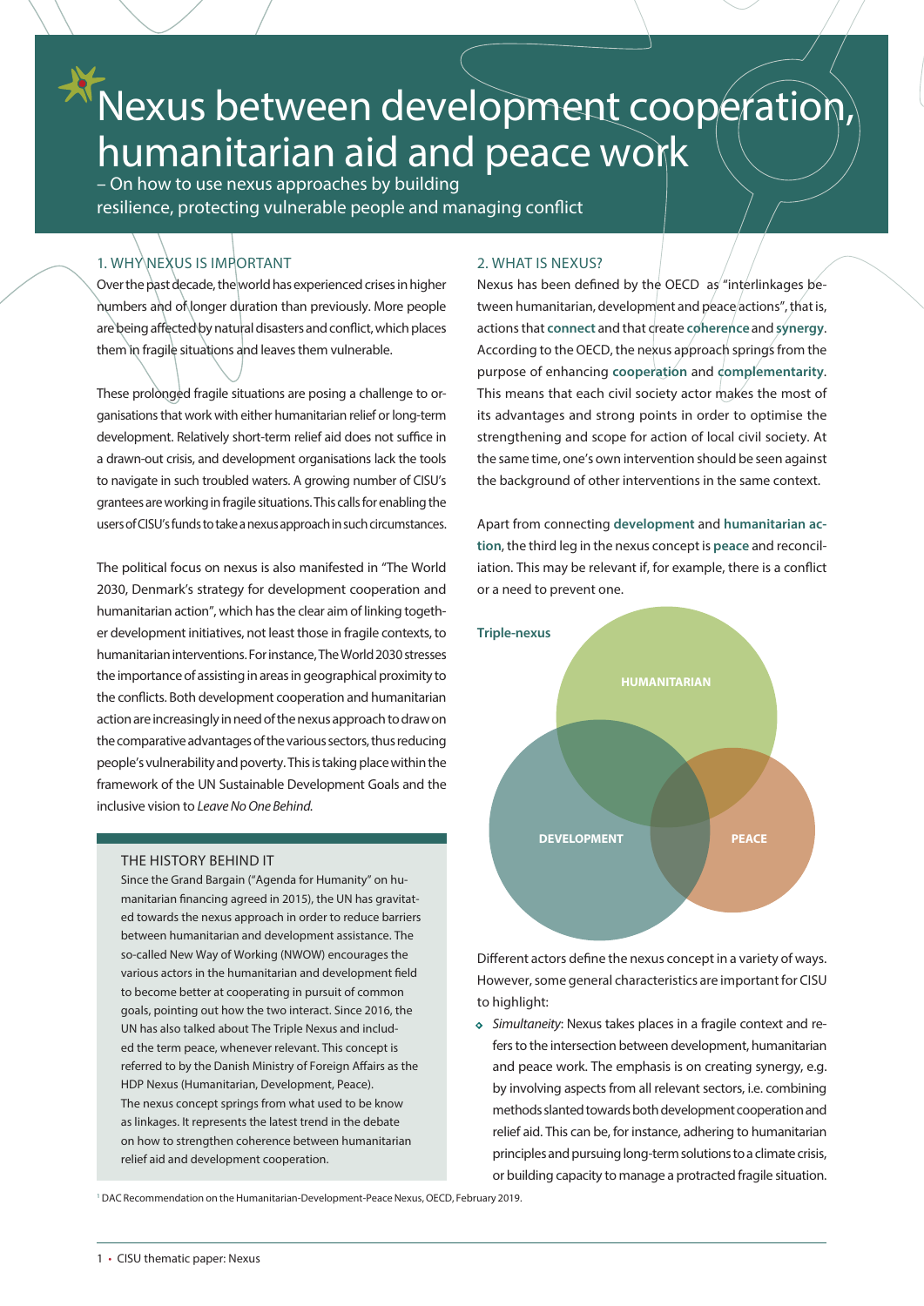# Nexus between development cooperation, humanitarian aid and peace work

– On how to use nexus approaches by building resilience, protecting vulnerable people and managing conflict

## 1. WHY NEXUS IS IMPORTANT

Over the past decade, the world has experienced crises in higher numbers and of longer duration than previously. More people are being affected by natural disasters and conflict, which places them in fragile situations and leaves them vulnerable.

These prolonged fragile situations are posing a challenge to organisations that work with either humanitarian relief or long-term development. Relatively short-term relief aid does not suffice in a drawn-out crisis, and development organisations lack the tools to navigate in such troubled waters. A growing number of CISU's grantees are working in fragile situations. This calls for enabling the users of CISU's funds to take a nexus approach in such circumstances.

The political focus on nexus is also manifested in "The World 2030, Denmark's strategy for development cooperation and humanitarian action", which has the clear aim of linking together development initiatives, not least those in fragile contexts, to humanitarian interventions. For instance, The World 2030 stresses the importance of assisting in areas in geographical proximity to the conflicts. Both development cooperation and humanitarian action are increasingly in need of the nexus approach to draw on the comparative advantages of the various sectors, thus reducing people's vulnerability and poverty. This is taking place within the framework of the UN Sustainable Development Goals and the inclusive vision to *Leave No One Behind.*

### THE HISTORY BEHIND IT

Since the Grand Bargain ("Agenda for Humanity" on humanitarian financing agreed in 2015), the UN has gravitated towards the nexus approach in order to reduce barriers between humanitarian and development assistance. The so-called New Way of Working (NWOW) encourages the various actors in the humanitarian and development field to become better at cooperating in pursuit of common goals, pointing out how the two interact. Since 2016, the UN has also talked about The Triple Nexus and included the term peace, whenever relevant. This concept is referred to by the Danish Ministry of Foreign Affairs as the HDP Nexus (Humanitarian, Development, Peace). The nexus concept springs from what used to be know as linkages. It represents the latest trend in the debate on how to strengthen coherence between humanitarian relief aid and development cooperation.

## 2. WHAT IS NEXUS?

Nexus has been defined by the OECD as "interlinkages between humanitarian, development and peace actions", that is, actions that **connect** and that create **coherence** and **synergy**. According to the OECD, the nexus approach springs from the purpose of enhancing **cooperation** and **complementarity**. This means that each civil society actor makes the most of its advantages and strong points in order to optimise the strengthening and scope for action of local civil society. At the same time, one's own intervention should be seen against the background of other interventions in the same context.

Apart from connecting **development** and **humanitarian action**, the third leg in the nexus concept is **peace** and reconciliation. This may be relevant if, for example, there is a conflict or a need to prevent one.

**Triple-nexus**

HUMANITARIAN

DEVELOPMENT

PEACE

Different actors define the nexus concept in a variety of ways. However, some general characteristics are important for CISU to highlight:

- *Simultaneity*: Nexus takes places in a fragile context and refers to the intersection between development, humanitarian and peace work. The emphasis is on creating synergy, e.g. by involving aspects from all relevant sectors, i.e. combining methods slanted towards both development cooperation and relief aid. This can be, for instance, adhering to humanitarian principles and pursuing long-term solutions to a climate crisis, or building capacity to manage a protracted fragile situation.

[1] DAC Recommendation on the Humanitarian-Development-Peace Nexus, OECD, February 2019.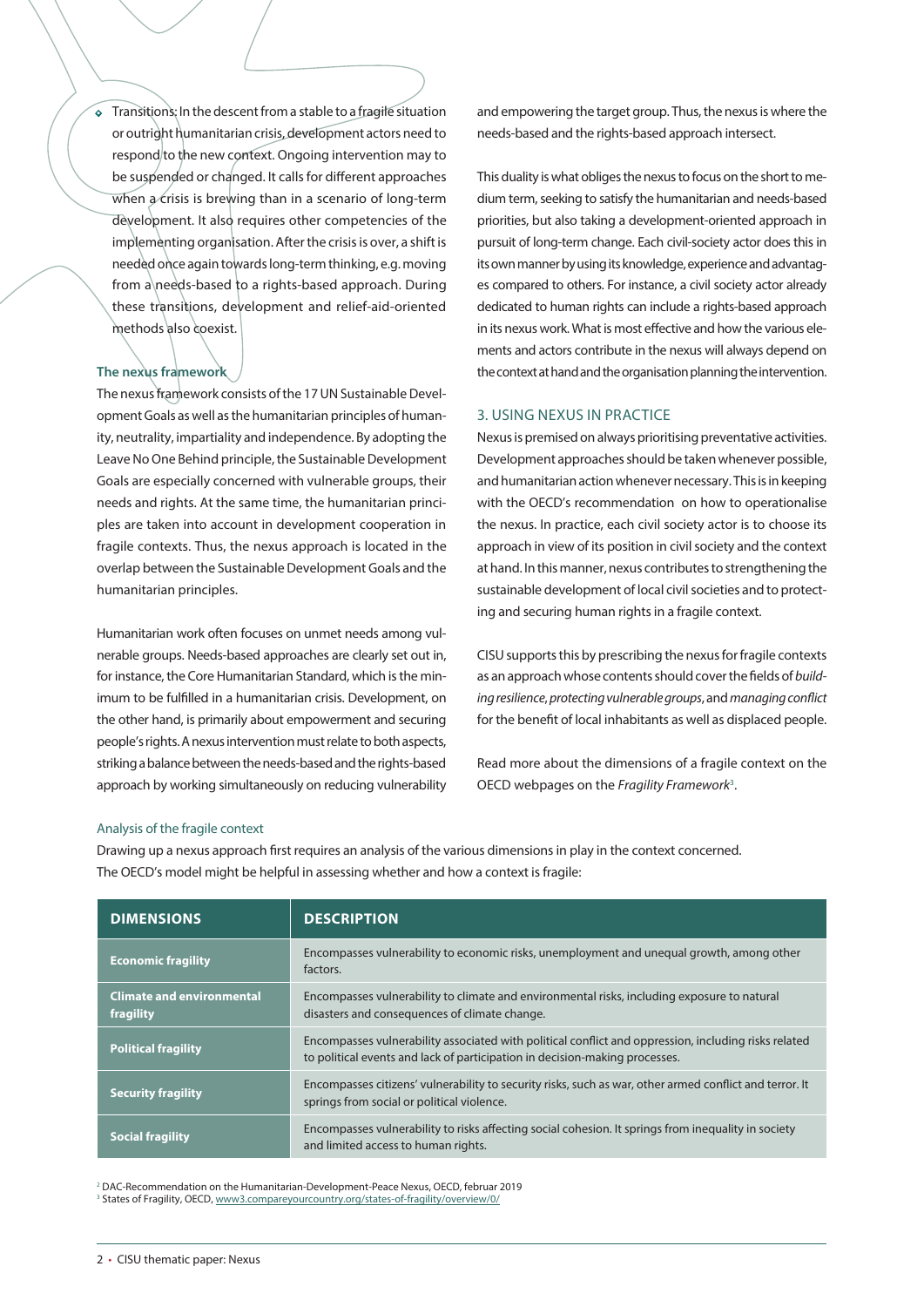- Transitions: In the descent from a stable to a fragile situation or outright humanitarian crisis, development actors need to respond to the new context. Ongoing intervention may to be suspended or changed. It calls for different approaches when a crisis is brewing than in a scenario of long-term development. It also requires other competencies of the implementing organisation. After the crisis is over, a shift is needed once again towards long-term thinking, e.g. moving from a needs-based to a rights-based approach. During these transitions, development and relief-aid-oriented methods also coexist.

### The nexus framework

The nexus framework consists of the 17 UN Sustainable Development Goals as well as the humanitarian principles of humanity, neutrality, impartiality and independence. By adopting the Leave No One Behind principle, the Sustainable Development Goals are especially concerned with vulnerable groups, their needs and rights. At the same time, the humanitarian principles are taken into account in development cooperation in fragile contexts. Thus, the nexus approach is located in the overlap between the Sustainable Development Goals and the humanitarian principles.

Humanitarian work often focuses on unmet needs among vulnerable groups. Needs-based approaches are clearly set out in, for instance, the Core Humanitarian Standard, which is the minimum to be fulfilled in a humanitarian crisis. Development, on the other hand, is primarily about empowerment and securing people's rights. A nexus intervention must relate to both aspects, striking a balance between the needs-based and the rights-based approach by working simultaneously on reducing vulnerability and empowering the target group. Thus, the nexus is where the needs-based and the rights-based approach intersect.

This duality is what obliges the nexus to focus on the short to medium term, seeking to satisfy the humanitarian and needs-based priorities, but also taking a development-oriented approach in pursuit of long-term change. Each civil-society actor does this in its own manner by using its knowledge, experience and advantages compared to others. For instance, a civil society actor already dedicated to human rights can include a rights-based approach in its nexus work. What is most effective and how the various elements and actors contribute in the nexus will always depend on the context at hand and the organisation planning the intervention.

## 3. USING NEXUS IN PRACTICE

Nexus is premised on always prioritising preventative activities. Development approaches should be taken whenever possible, and humanitarian action whenever necessary. This is in keeping with the OECD's recommendation on how to operationalise the nexus. In practice, each civil society actor is to choose its approach in view of its position in civil society and the context at hand. In this manner, nexus contributes to strengthening the sustainable development of local civil societies and to protecting and securing human rights in a fragile context.

CISU supports this by prescribing the nexus for fragile contexts as an approach whose contents should cover the fields of *building resilience*, *protecting vulnerable groups*, and *managing conflict* for the benefit of local inhabitants as well as displaced people.

Read more about the dimensions of a fragile context on the OECD webpages on the *Fragility Framework*[3].

### Analysis of the fragile context

Drawing up a nexus approach first requires an analysis of the various dimensions in play in the context concerned. The OECD's model might be helpful in assessing whether and how a context is fragile:

| DIMENSIONS | DESCRIPTION |
|---|---|
| **Economic fragility** | Encompasses vulnerability to economic risks, unemployment and unequal growth, among other factors. |
| **Climate and environmental fragility** | Encompasses vulnerability to climate and environmental risks, including exposure to natural disasters and consequences of climate change. |
| **Political fragility** | Encompasses vulnerability associated with political conflict and oppression, including risks related to political events and lack of participation in decision-making processes. |
| **Security fragility** | Encompasses citizens' vulnerability to security risks, such as war, other armed conflict and terror. It springs from social or political violence. |
| **Social fragility** | Encompasses vulnerability to risks affecting social cohesion. It springs from inequality in society and limited access to human rights. |

[2] DAC-Recommendation on the Humanitarian-Development-Peace Nexus, OECD, februar 2019
[3] States of Fragility, OECD, www3.compareyourcountry.org/states-of-fragility/overview/0/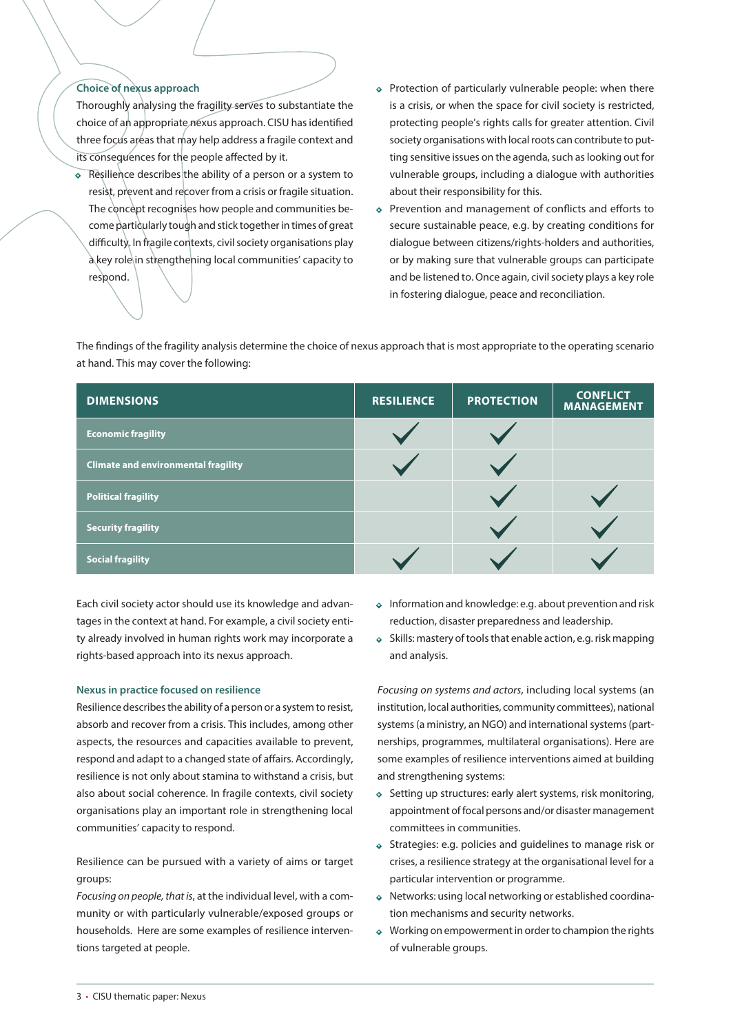### Choice of nexus approach

Thoroughly analysing the fragility serves to substantiate the choice of an appropriate nexus approach. CISU has identified three focus areas that may help address a fragile context and its consequences for the people affected by it.

- Resilience describes the ability of a person or a system to resist, prevent and recover from a crisis or fragile situation. The concept recognises how people and communities become particularly tough and stick together in times of great difficulty. In fragile contexts, civil society organisations play a key role in strengthening local communities' capacity to respond.
- Protection of particularly vulnerable people: when there is a crisis, or when the space for civil society is restricted, protecting people's rights calls for greater attention. Civil society organisations with local roots can contribute to putting sensitive issues on the agenda, such as looking out for vulnerable groups, including a dialogue with authorities about their responsibility for this.
- Prevention and management of conflicts and efforts to secure sustainable peace, e.g. by creating conditions for dialogue between citizens/rights-holders and authorities, or by making sure that vulnerable groups can participate and be listened to. Once again, civil society plays a key role in fostering dialogue, peace and reconciliation.

The findings of the fragility analysis determine the choice of nexus approach that is most appropriate to the operating scenario at hand. This may cover the following:

| DIMENSIONS | RESILIENCE | PROTECTION | CONFLICT MANAGEMENT |
|---|---|---|---|
| Economic fragility | ✓ | ✓ | |
| Climate and environmental fragility | ✓ | ✓ | |
| Political fragility | | ✓ | ✓ |
| Security fragility | | ✓ | ✓ |
| Social fragility | ✓ | ✓ | ✓ |

Each civil society actor should use its knowledge and advantages in the context at hand. For example, a civil society entity already involved in human rights work may incorporate a rights-based approach into its nexus approach.

### Nexus in practice focused on resilience

Resilience describes the ability of a person or a system to resist, absorb and recover from a crisis. This includes, among other aspects, the resources and capacities available to prevent, respond and adapt to a changed state of affairs. Accordingly, resilience is not only about stamina to withstand a crisis, but also about social coherence. In fragile contexts, civil society organisations play an important role in strengthening local communities' capacity to respond.

Resilience can be pursued with a variety of aims or target groups:

*Focusing on people, that is*, at the individual level, with a community or with particularly vulnerable/exposed groups or households. Here are some examples of resilience interventions targeted at people.

- Information and knowledge: e.g. about prevention and risk reduction, disaster preparedness and leadership.
- Skills: mastery of tools that enable action, e.g. risk mapping and analysis.

*Focusing on systems and actors*, including local systems (an institution, local authorities, community committees), national systems (a ministry, an NGO) and international systems (partnerships, programmes, multilateral organisations). Here are some examples of resilience interventions aimed at building and strengthening systems:

- Setting up structures: early alert systems, risk monitoring, appointment of focal persons and/or disaster management committees in communities.
- Strategies: e.g. policies and guidelines to manage risk or crises, a resilience strategy at the organisational level for a particular intervention or programme.
- Networks: using local networking or established coordination mechanisms and security networks.
- Working on empowerment in order to champion the rights of vulnerable groups.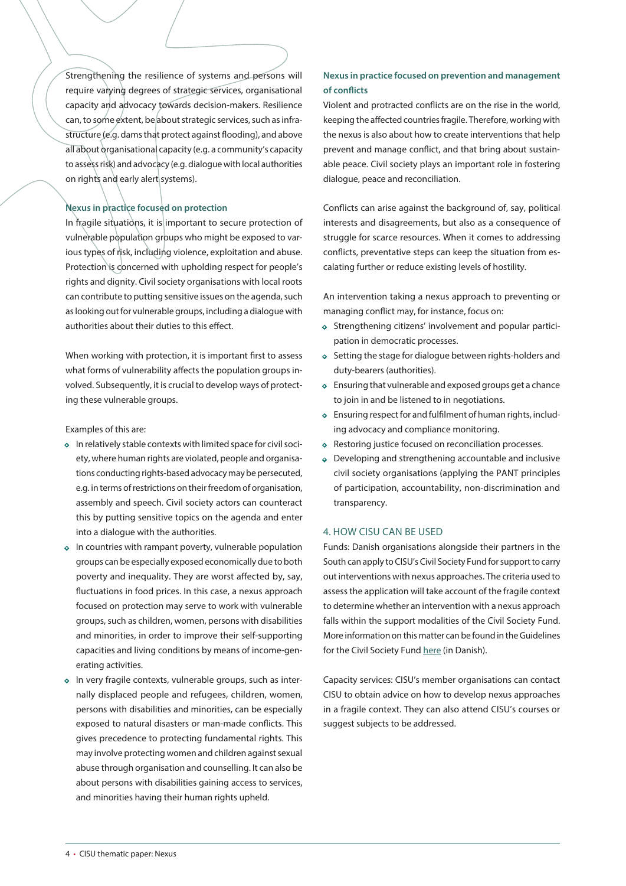Strengthening the resilience of systems and persons will require varying degrees of strategic services, organisational capacity and advocacy towards decision-makers. Resilience can, to some extent, be about strategic services, such as infrastructure (e.g. dams that protect against flooding), and above all about organisational capacity (e.g. a community's capacity to assess risk) and advocacy (e.g. dialogue with local authorities on rights and early alert systems).

**Nexus in practice focused on protection**

In fragile situations, it is important to secure protection of vulnerable population groups who might be exposed to various types of risk, including violence, exploitation and abuse. Protection is concerned with upholding respect for people's rights and dignity. Civil society organisations with local roots can contribute to putting sensitive issues on the agenda, such as looking out for vulnerable groups, including a dialogue with authorities about their duties to this effect.

When working with protection, it is important first to assess what forms of vulnerability affects the population groups involved. Subsequently, it is crucial to develop ways of protecting these vulnerable groups.

Examples of this are:

- In relatively stable contexts with limited space for civil society, where human rights are violated, people and organisations conducting rights-based advocacy may be persecuted, e.g. in terms of restrictions on their freedom of organisation, assembly and speech. Civil society actors can counteract this by putting sensitive topics on the agenda and enter into a dialogue with the authorities.
- In countries with rampant poverty, vulnerable population groups can be especially exposed economically due to both poverty and inequality. They are worst affected by, say, fluctuations in food prices. In this case, a nexus approach focused on protection may serve to work with vulnerable groups, such as children, women, persons with disabilities and minorities, in order to improve their self-supporting capacities and living conditions by means of income-generating activities.
- In very fragile contexts, vulnerable groups, such as internally displaced people and refugees, children, women, persons with disabilities and minorities, can be especially exposed to natural disasters or man-made conflicts. This gives precedence to protecting fundamental rights. This may involve protecting women and children against sexual abuse through organisation and counselling. It can also be about persons with disabilities gaining access to services, and minorities having their human rights upheld.

**Nexus in practice focused on prevention and management of conflicts**

Violent and protracted conflicts are on the rise in the world, keeping the affected countries fragile. Therefore, working with the nexus is also about how to create interventions that help prevent and manage conflict, and that bring about sustainable peace. Civil society plays an important role in fostering dialogue, peace and reconciliation.

Conflicts can arise against the background of, say, political interests and disagreements, but also as a consequence of struggle for scarce resources. When it comes to addressing conflicts, preventative steps can keep the situation from escalating further or reduce existing levels of hostility.

An intervention taking a nexus approach to preventing or managing conflict may, for instance, focus on:

- Strengthening citizens' involvement and popular participation in democratic processes.
- Setting the stage for dialogue between rights-holders and duty-bearers (authorities).
- Ensuring that vulnerable and exposed groups get a chance to join in and be listened to in negotiations.
- Ensuring respect for and fulfilment of human rights, including advocacy and compliance monitoring.
- Restoring justice focused on reconciliation processes.
- Developing and strengthening accountable and inclusive civil society organisations (applying the PANT principles of participation, accountability, non-discrimination and transparency.

## 4. HOW CISU CAN BE USED

Funds: Danish organisations alongside their partners in the South can apply to CISU's Civil Society Fund for support to carry out interventions with nexus approaches. The criteria used to assess the application will take account of the fragile context to determine whether an intervention with a nexus approach falls within the support modalities of the Civil Society Fund. More information on this matter can be found in the Guidelines for the Civil Society Fund here (in Danish).

Capacity services: CISU's member organisations can contact CISU to obtain advice on how to develop nexus approaches in a fragile context. They can also attend CISU's courses or suggest subjects to be addressed.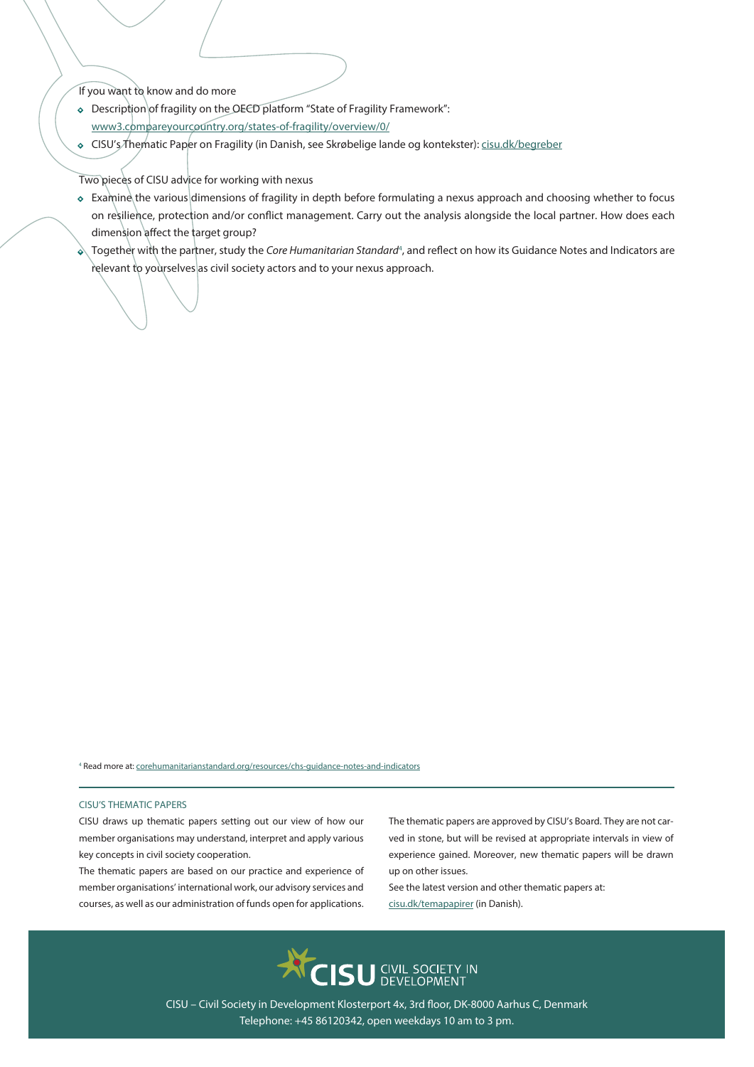If you want to know and do more

- Description of fragility on the OECD platform "State of Fragility Framework": www3.compareyourcountry.org/states-of-fragility/overview/0/
- CISU's Thematic Paper on Fragility (in Danish, see Skrøbelige lande og kontekster): cisu.dk/begreber

Two pieces of CISU advice for working with nexus

- Examine the various dimensions of fragility in depth before formulating a nexus approach and choosing whether to focus on resilience, protection and/or conflict management. Carry out the analysis alongside the local partner. How does each dimension affect the target group?
- Together with the partner, study the *Core Humanitarian Standard*[4], and reflect on how its Guidance Notes and Indicators are relevant to yourselves as civil society actors and to your nexus approach.

[4] Read more at: corehumanitarianstandard.org/resources/chs-guidance-notes-and-indicators

CISU'S THEMATIC PAPERS

CISU draws up thematic papers setting out our view of how our member organisations may understand, interpret and apply various key concepts in civil society cooperation.

The thematic papers are based on our practice and experience of member organisations' international work, our advisory services and courses, as well as our administration of funds open for applications.

The thematic papers are approved by CISU's Board. They are not carved in stone, but will be revised at appropriate intervals in view of experience gained. Moreover, new thematic papers will be drawn up on other issues.

See the latest version and other thematic papers at: cisu.dk/temapapirer (in Danish).

CISU CIVIL SOCIETY IN DEVELOPMENT

CISU – Civil Society in Development Klosterport 4x, 3rd floor, DK-8000 Aarhus C, Denmark
Telephone: +45 86120342, open weekdays 10 am to 3 pm.